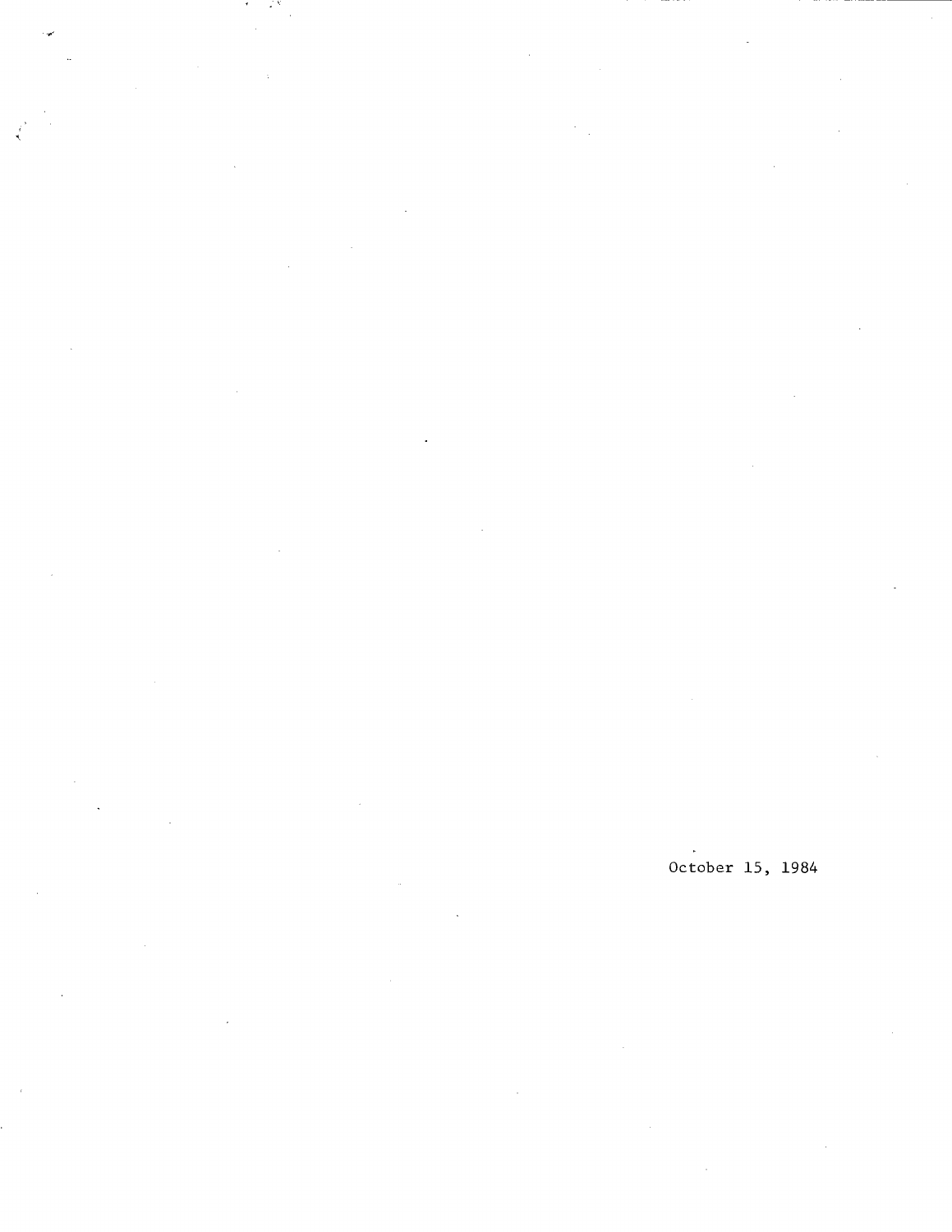October 15, 1984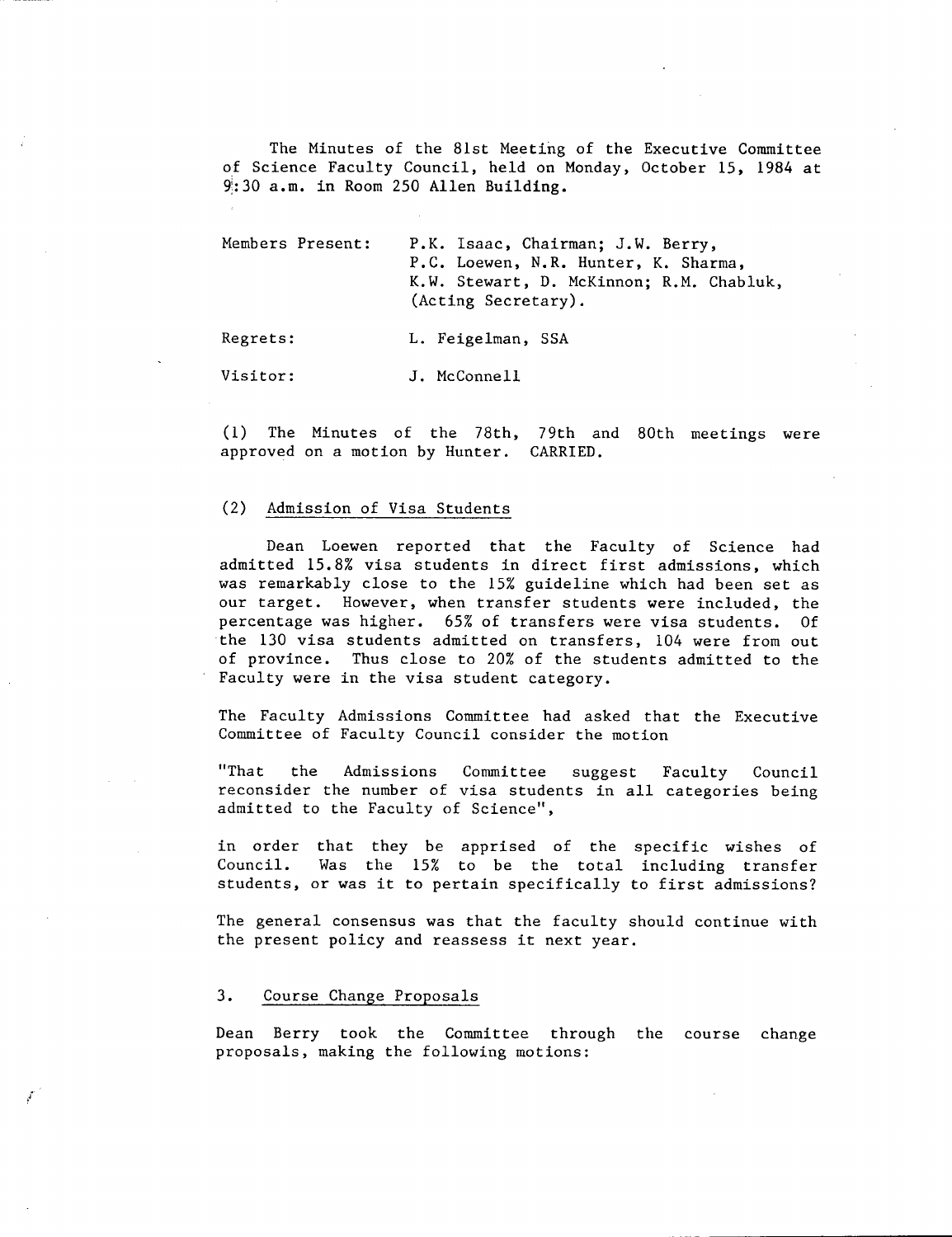The Minutes of the 81st Meeting of the Executive Committee of Science Faculty Council, held on Monday, October 15, 1984 at 9:30 a.m. in Room 250 Allen Building.

Members Present: P.K. Isaac, Chairman; J.W. Berry, P.C. Loewen, N.R. Hunter, K. Sharma, K.W. Stewart, D. McKinnon; R.M. Chabluk, (Acting Secretary).

Regrets: L. Feigelman, SSA

Visitor: J. McConnell

(1) The Minutes of the 78th, 79th and 80th meetings were approved on a motion by Hunter. CARRIED.

## (2) Admission of Visa Students

Dean Loewen reported that the Faculty of Science had admitted 15.8% visa students in direct first admissions, which was remarkably close to the 15% guideline which had been set as our target. However, when transfer students were included, the percentage was higher. 65% of transfers were visa students. Of the 130 visa students admitted on transfers, 104 were from out of province. Thus close to 20% of the students admitted to the Faculty were in the visa student category.

The Faculty Admissions Committee had asked that the Executive Committee of Faculty Council consider the motion

"That the Admissions Committee suggest Faculty Council reconsider the number of visa students in all categories being admitted to the Faculty of Science",

in order that they be apprised of the specific wishes of Council. Was the 15% to be the total including transfer students, or was it to pertain specifically to first admissions?

The general consensus was that the faculty should continue with the present policy and reassess it next year.

## 3. Course Change Proposals

Dean Berry took the Committee through the course change proposals, making the following motions: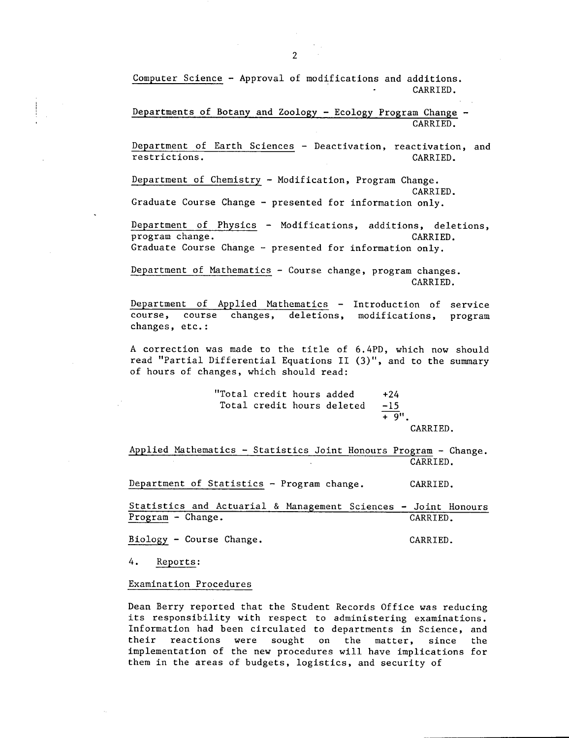Computer Science - Approval of modifications and additions.
CARRIED.

Departments of Botany and Zoology - Ecology Program Change -
CARRIED.

Department of Earth Sciences - Deactivation, reactivation, and restrictions.
CARRIED.

Department of Chemistry - Modification, Program Change.
CARRIED.
Graduate Course Change - presented for information only.

Department of Physics - Modifications, additions, deletions, program change.
CARRIED.
Graduate Course Change - presented for information only.

Department of Mathematics - Course change, program changes.
CARRIED.

Department of Applied Mathematics - Introduction of service course, course changes, deletions, modifications, program changes, etc.:

A correction was made to the title of 6.4PD, which now should read "Partial Differential Equations II (3)", and to the summary of hours of changes, which should read:

"Total credit hours added +24
Total credit hours deleted -15
+ 9".

CARRIED.

Applied Mathematics - Statistics Joint Honours Program - Change.
CARRIED.

Department of Statistics - Program change. CARRIED.

Statistics and Actuarial & Management Sciences - Joint Honours Program - Change.
CARRIED.

Biology - Course Change. CARRIED.

4. Reports:

Examination Procedures

Dean Berry reported that the Student Records Office was reducing its responsibility with respect to administering examinations. Information had been circulated to departments in Science, and their reactions were sought on the matter, since the implementation of the new procedures will have implications for them in the areas of budgets, logistics, and security of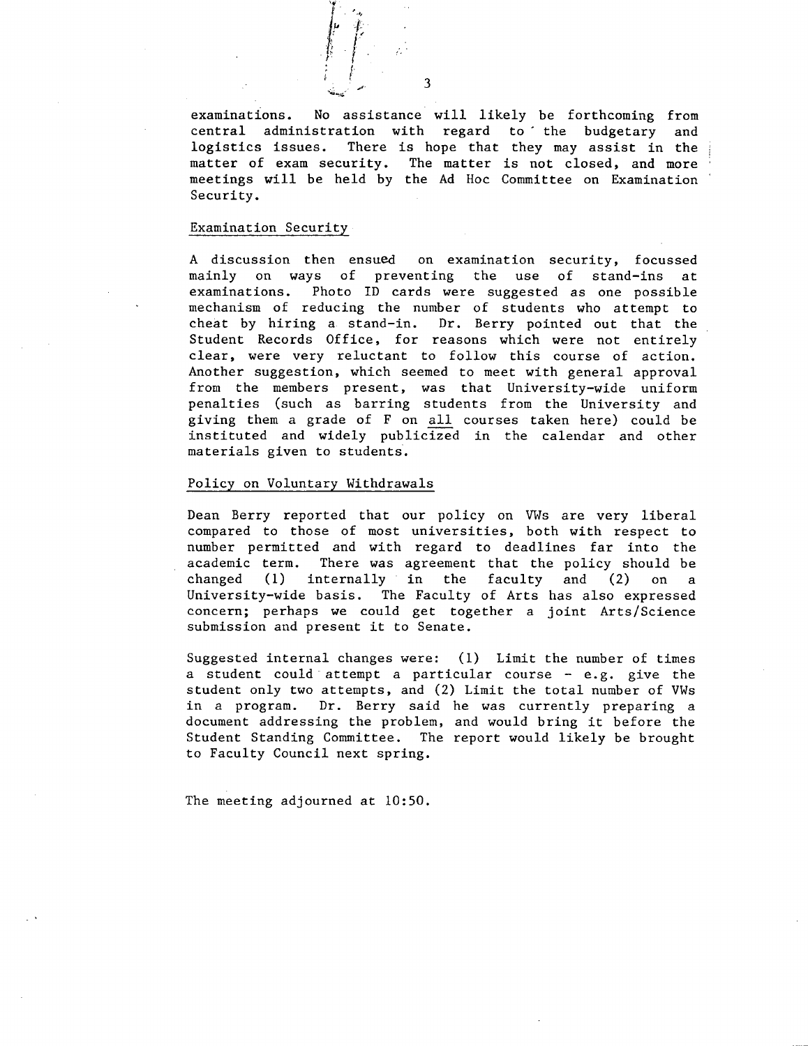examinations. No assistance will likely be forthcoming from central administration with regard to the budgetary and logistics issues. There is hope that they may assist in the matter of exam security. The matter is not closed, and more meetings will be held by the Ad Hoc Committee on Examination Security.

## Examination Security

A discussion then ensued on examination security, focussed mainly on ways of preventing the use of stand-ins at examinations. Photo ID cards were suggested as one possible mechanism of reducing the number of students who attempt to cheat by hiring a stand-in. Dr. Berry pointed out that the Student Records Office, for reasons which were not entirely clear, were very reluctant to follow this course of action. Another suggestion, which seemed to meet with general approval from the members present, was that University-wide uniform penalties (such as barring students from the University and giving them a grade of F on <u>all</u> courses taken here) could be instituted and widely publicized in the calendar and other materials given to students.

## Policy on Voluntary Withdrawals

Dean Berry reported that our policy on VWs are very liberal compared to those of most universities, both with respect to number permitted and with regard to deadlines far into the academic term. There was agreement that the policy should be changed (1) internally in the faculty and (2) on a University-wide basis. The Faculty of Arts has also expressed concern; perhaps we could get together a joint Arts/Science submission and present it to Senate.

Suggested internal changes were: (1) Limit the number of times a student could attempt a particular course - e.g. give the student only two attempts, and (2) Limit the total number of VWs in a program. Dr. Berry said he was currently preparing a document addressing the problem, and would bring it before the Student Standing Committee. The report would likely be brought to Faculty Council next spring.

The meeting adjourned at 10:50.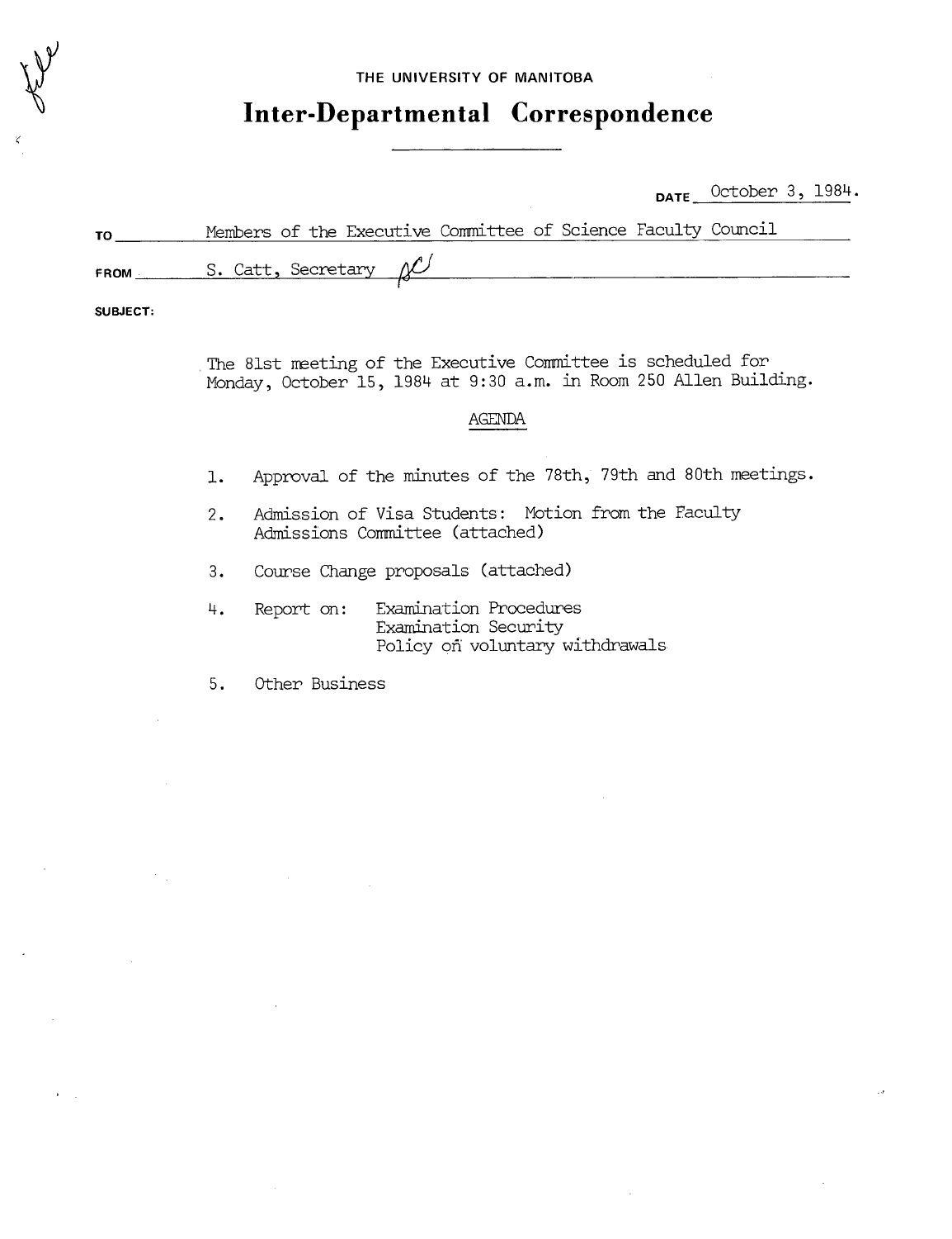THE UNIVERSITY OF MANITOBA

# Inter-Departmental Correspondence

DATE October 3, 1984.

TO Members of the Executive Committee of Science Faculty Council

FROM S. Catt, Secretary

SUBJECT:

The 81st meeting of the Executive Committee is scheduled for Monday, October 15, 1984 at 9:30 a.m. in Room 250 Allen Building.

AGENDA

1. Approval of the minutes of the 78th, 79th and 80th meetings.
2. Admission of Visa Students: Motion from the Faculty Admissions Committee (attached)
3. Course Change proposals (attached)
4. Report on: Examination Procedures
   Examination Security
   Policy on voluntary withdrawals
5. Other Business